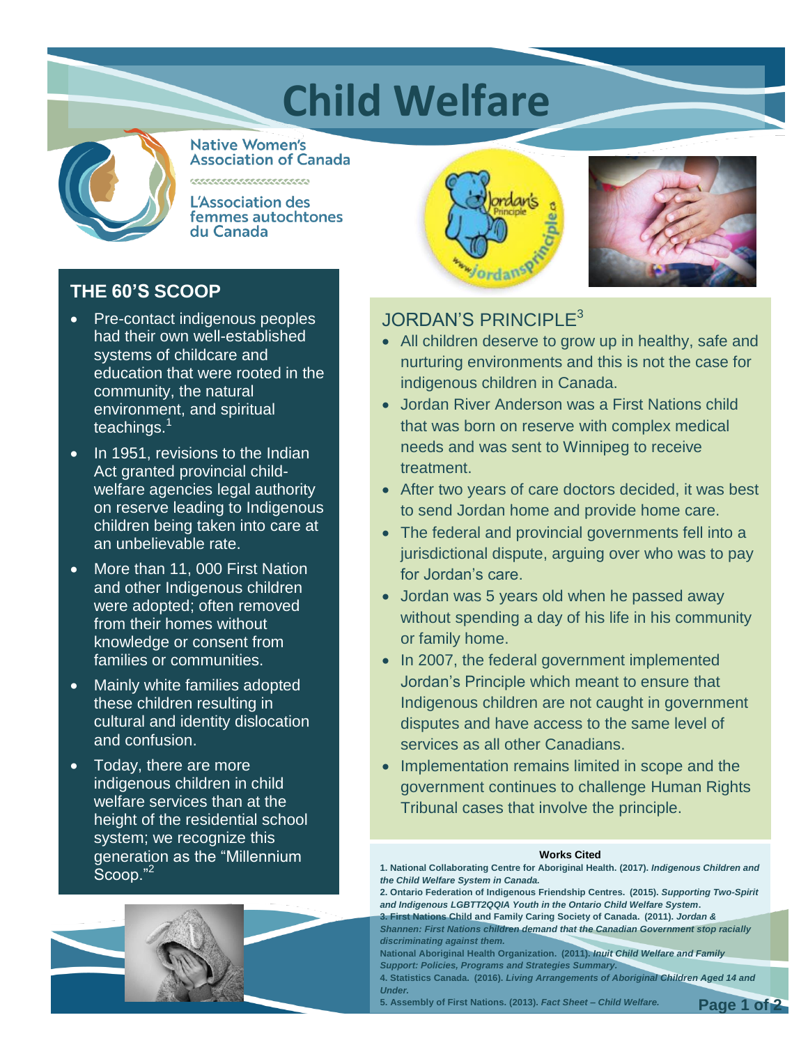# Child Welfare

Native Women's Association of Canada

L'Association des femmes autochtones du Canada

## THE 60'S SCOOP

- Pre-contact indigenous peoples had their own well-established systems of childcare and education that were rooted in the community, the natural environment, and spiritual teachings.[1]
- In 1951, revisions to the Indian Act granted provincial child-welfare agencies legal authority on reserve leading to Indigenous children being taken into care at an unbelievable rate.
- More than 11, 000 First Nation and other Indigenous children were adopted; often removed from their homes without knowledge or consent from families or communities.
- Mainly white families adopted these children resulting in cultural and identity dislocation and confusion.
- Today, there are more indigenous children in child welfare services than at the height of the residential school system; we recognize this generation as the "Millennium Scoop."[2]

## JORDAN'S PRINCIPLE[3]

- All children deserve to grow up in healthy, safe and nurturing environments and this is not the case for indigenous children in Canada.
- Jordan River Anderson was a First Nations child that was born on reserve with complex medical needs and was sent to Winnipeg to receive treatment.
- After two years of care doctors decided, it was best to send Jordan home and provide home care.
- The federal and provincial governments fell into a jurisdictional dispute, arguing over who was to pay for Jordan's care.
- Jordan was 5 years old when he passed away without spending a day of his life in his community or family home.
- In 2007, the federal government implemented Jordan's Principle which meant to ensure that Indigenous children are not caught in government disputes and have access to the same level of services as all other Canadians.
- Implementation remains limited in scope and the government continues to challenge Human Rights Tribunal cases that involve the principle.

**Works Cited**

**1. National Collaborating Centre for Aboriginal Health. (2017).** ***Indigenous Children and the Child Welfare System in Canada.***

**2. Ontario Federation of Indigenous Friendship Centres. (2015).** ***Supporting Two-Spirit and Indigenous LGBTT2QQIA Youth in the Ontario Child Welfare System.***

**3. First Nations Child and Family Caring Society of Canada. (2011).** ***Jordan & Shannen: First Nations children demand that the Canadian Government stop racially discriminating against them.***

**National Aboriginal Health Organization. (2011).** ***Inuit Child Welfare and Family Support: Policies, Programs and Strategies Summary.***

**4. Statistics Canada. (2016).** ***Living Arrangements of Aboriginal Children Aged 14 and Under.***

**5. Assembly of First Nations. (2013).** ***Fact Sheet – Child Welfare.***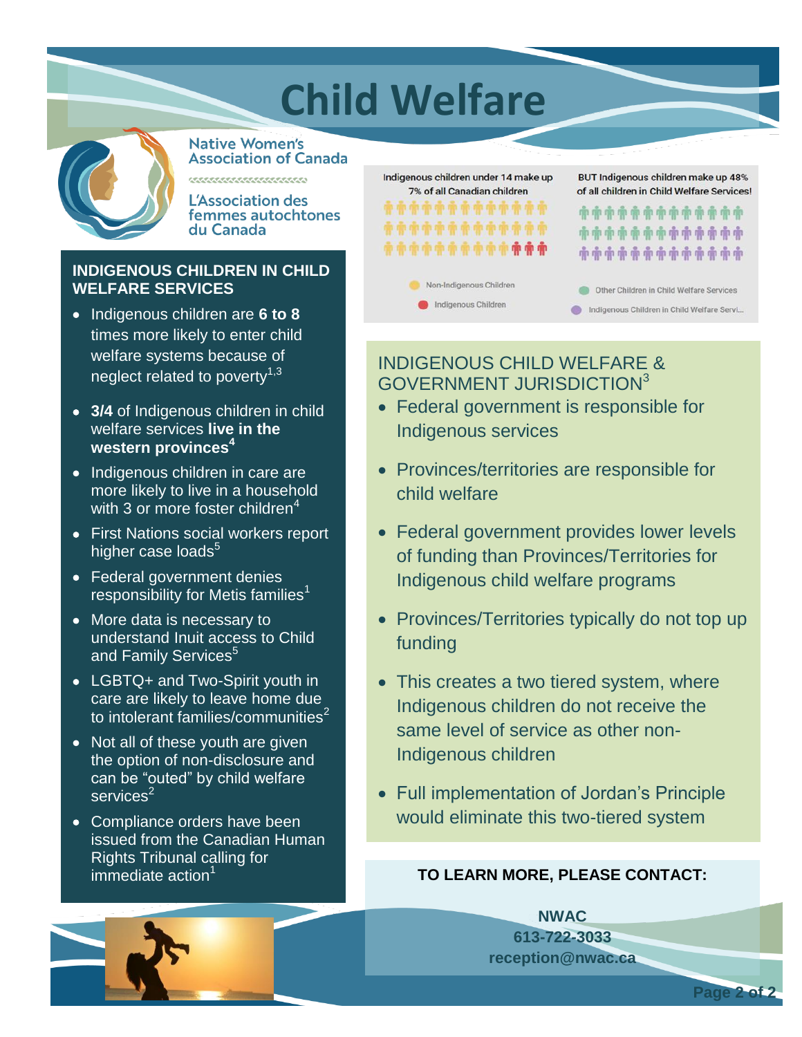# Child Welfare

Native Women's Association of Canada

L'Association des femmes autochtones du Canada

## INDIGENOUS CHILDREN IN CHILD WELFARE SERVICES

- Indigenous children are **6 to 8** times more likely to enter child welfare systems because of neglect related to poverty[1,3]
- **3/4** of Indigenous children in child welfare services **live in the western provinces**[4]
- Indigenous children in care are more likely to live in a household with 3 or more foster children[4]
- First Nations social workers report higher case loads[5]
- Federal government denies responsibility for Metis families[1]
- More data is necessary to understand Inuit access to Child and Family Services[5]
- LGBTQ+ and Two-Spirit youth in care are likely to leave home due to intolerant families/communities[2]
- Not all of these youth are given the option of non-disclosure and can be "outed" by child welfare services[2]
- Compliance orders have been issued from the Canadian Human Rights Tribunal calling for immediate action[1]

Indigenous children under 14 make up 7% of all Canadian children

Non-Indigenous Children

Indigenous Children

BUT Indigenous children make up 48% of all children in Child Welfare Services!

Other Children in Child Welfare Services

Indigenous Children in Child Welfare Servi...

## INDIGENOUS CHILD WELFARE & GOVERNMENT JURISDICTION[3]

- Federal government is responsible for Indigenous services
- Provinces/territories are responsible for child welfare
- Federal government provides lower levels of funding than Provinces/Territories for Indigenous child welfare programs
- Provinces/Territories typically do not top up funding
- This creates a two tiered system, where Indigenous children do not receive the same level of service as other non-Indigenous children
- Full implementation of Jordan's Principle would eliminate this two-tiered system

**TO LEARN MORE, PLEASE CONTACT:**

**NWAC**
**613-722-3033**
**reception@nwac.ca**